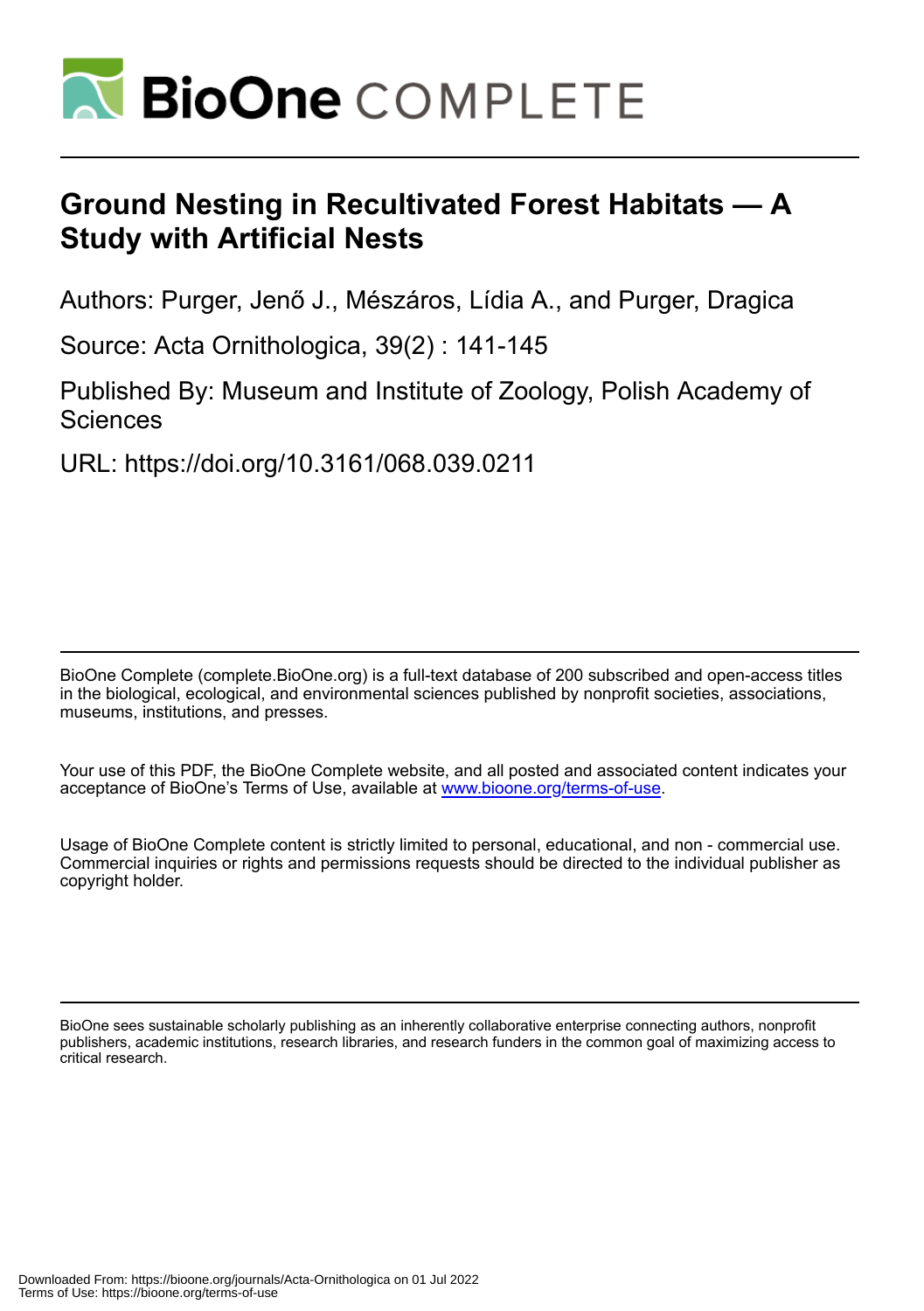# Ground Nesting in Recultivated Forest Habitats — A Study with Artificial Nests

Authors: Purger, Jenő J., Mészáros, Lídia A., and Purger, Dragica

Source: Acta Ornithologica, 39(2) : 141-145

Published By: Museum and Institute of Zoology, Polish Academy of Sciences

URL: https://doi.org/10.3161/068.039.0211

BioOne Complete (complete.BioOne.org) is a full-text database of 200 subscribed and open-access titles in the biological, ecological, and environmental sciences published by nonprofit societies, associations, museums, institutions, and presses.

Your use of this PDF, the BioOne Complete website, and all posted and associated content indicates your acceptance of BioOne's Terms of Use, available at www.bioone.org/terms-of-use.

Usage of BioOne Complete content is strictly limited to personal, educational, and non - commercial use. Commercial inquiries or rights and permissions requests should be directed to the individual publisher as copyright holder.

BioOne sees sustainable scholarly publishing as an inherently collaborative enterprise connecting authors, nonprofit publishers, academic institutions, research libraries, and research funders in the common goal of maximizing access to critical research.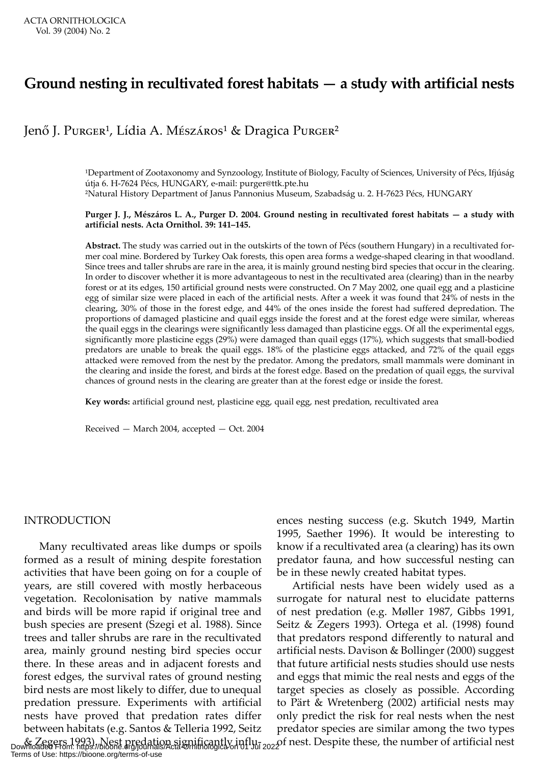ACTA ORNITHOLOGICA
Vol. 39 (2004) No. 2

# Ground nesting in recultivated forest habitats — a study with artificial nests

Jenő J. Purger[1], Lídia A. Mészáros[1] & Dragica Purger[2]

[1]Department of Zootaxonomy and Synzoology, Institute of Biology, Faculty of Sciences, University of Pécs, Ifjúság útja 6. H-7624 Pécs, HUNGARY, e-mail: purger@ttk.pte.hu
[2]Natural History Department of Janus Pannonius Museum, Szabadság u. 2. H-7623 Pécs, HUNGARY

**Purger J. J., Mészáros L. A., Purger D. 2004. Ground nesting in recultivated forest habitats — a study with artificial nests. Acta Ornithol. 39: 141–145.**

**Abstract.** The study was carried out in the outskirts of the town of Pécs (southern Hungary) in a recultivated former coal mine. Bordered by Turkey Oak forests, this open area forms a wedge-shaped clearing in that woodland. Since trees and taller shrubs are rare in the area, it is mainly ground nesting bird species that occur in the clearing. In order to discover whether it is more advantageous to nest in the recultivated area (clearing) than in the nearby forest or at its edges, 150 artificial ground nests were constructed. On 7 May 2002, one quail egg and a plasticine egg of similar size were placed in each of the artificial nests. After a week it was found that 24% of nests in the clearing, 30% of those in the forest edge, and 44% of the ones inside the forest had suffered depredation. The proportions of damaged plasticine and quail eggs inside the forest and at the forest edge were similar, whereas the quail eggs in the clearings were significantly less damaged than plasticine eggs. Of all the experimental eggs, significantly more plasticine eggs (29%) were damaged than quail eggs (17%), which suggests that small-bodied predators are unable to break the quail eggs. 18% of the plasticine eggs attacked, and 72% of the quail eggs attacked were removed from the nest by the predator. Among the predators, small mammals were dominant in the clearing and inside the forest, and birds at the forest edge. Based on the predation of quail eggs, the survival chances of ground nests in the clearing are greater than at the forest edge or inside the forest.

**Key words:** artificial ground nest, plasticine egg, quail egg, nest predation, recultivated area

Received — March 2004, accepted — Oct. 2004

## INTRODUCTION

Many recultivated areas like dumps or spoils formed as a result of mining despite forestation activities that have been going on for a couple of years, are still covered with mostly herbaceous vegetation. Recolonisation by native mammals and birds will be more rapid if original tree and bush species are present (Szegi et al. 1988). Since trees and taller shrubs are rare in the recultivated area, mainly ground nesting bird species occur there. In these areas and in adjacent forests and forest edges, the survival rates of ground nesting bird nests are most likely to differ, due to unequal predation pressure. Experiments with artificial nests have proved that predation rates differ between habitats (e.g. Santos & Telleria 1992, Seitz & Zegers 1993). Nest predation significantly influences nesting success (e.g. Skutch 1949, Martin 1995, Saether 1996). It would be interesting to know if a recultivated area (a clearing) has its own predator fauna, and how successful nesting can be in these newly created habitat types.

Artificial nests have been widely used as a surrogate for natural nest to elucidate patterns of nest predation (e.g. Møller 1987, Gibbs 1991, Seitz & Zegers 1993). Ortega et al. (1998) found that predators respond differently to natural and artificial nests. Davison & Bollinger (2000) suggest that future artificial nests studies should use nests and eggs that mimic the real nests and eggs of the target species as closely as possible. According to Pärt & Wretenberg (2002) artificial nests may only predict the risk for real nests when the nest predator species are similar among the two types of nest. Despite these, the number of artificial nest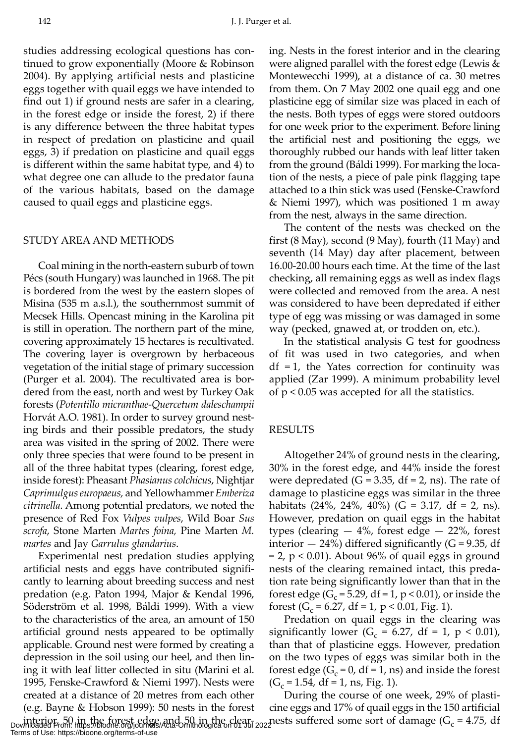studies addressing ecological questions has continued to grow exponentially (Moore & Robinson 2004). By applying artificial nests and plasticine eggs together with quail eggs we have intended to find out 1) if ground nests are safer in a clearing, in the forest edge or inside the forest, 2) if there is any difference between the three habitat types in respect of predation on plasticine and quail eggs, 3) if predation on plasticine and quail eggs is different within the same habitat type, and 4) to what degree one can allude to the predator fauna of the various habitats, based on the damage caused to quail eggs and plasticine eggs.

## STUDY AREA AND METHODS

Coal mining in the north-eastern suburb of town Pécs (south Hungary) was launched in 1968. The pit is bordered from the west by the eastern slopes of Misina (535 m a.s.l.), the southernmost summit of Mecsek Hills. Opencast mining in the Karolina pit is still in operation. The northern part of the mine, covering approximately 15 hectares is recultivated. The covering layer is overgrown by herbaceous vegetation of the initial stage of primary succession (Purger et al. 2004). The recultivated area is bordered from the east, north and west by Turkey Oak forests (*Potentillo micranthae-Quercetum daleschampii* Horvát A.O. 1981). In order to survey ground nesting birds and their possible predators, the study area was visited in the spring of 2002. There were only three species that were found to be present in all of the three habitat types (clearing, forest edge, inside forest): Pheasant *Phasianus colchicus*, Nightjar *Caprimulgus europaeus*, and Yellowhammer *Emberiza citrinella*. Among potential predators, we noted the presence of Red Fox *Vulpes vulpes*, Wild Boar *Sus scrofa*, Stone Marten *Martes foina*, Pine Marten *M. martes* and Jay *Garrulus glandarius*.

Experimental nest predation studies applying artificial nests and eggs have contributed significantly to learning about breeding success and nest predation (e.g. Paton 1994, Major & Kendal 1996, Söderström et al. 1998, Báldi 1999). With a view to the characteristics of the area, an amount of 150 artificial ground nests appeared to be optimally applicable. Ground nest were formed by creating a depression in the soil using our heel, and then lining it with leaf litter collected in situ (Marini et al. 1995, Fenske-Crawford & Niemi 1997). Nests were created at a distance of 20 metres from each other (e.g. Bayne & Hobson 1999): 50 nests in the forest interior, 50 in the forest edge and 50 in the clearing. Nests in the forest interior and in the clearing were aligned parallel with the forest edge (Lewis & Montewecchi 1999), at a distance of ca. 30 metres from them. On 7 May 2002 one quail egg and one plasticine egg of similar size was placed in each of the nests. Both types of eggs were stored outdoors for one week prior to the experiment. Before lining the artificial nest and positioning the eggs, we thoroughly rubbed our hands with leaf litter taken from the ground (Báldi 1999). For marking the location of the nests, a piece of pale pink flagging tape attached to a thin stick was used (Fenske-Crawford & Niemi 1997), which was positioned 1 m away from the nest, always in the same direction.

The content of the nests was checked on the first (8 May), second (9 May), fourth (11 May) and seventh (14 May) day after placement, between 16.00-20.00 hours each time. At the time of the last checking, all remaining eggs as well as index flags were collected and removed from the area. A nest was considered to have been depredated if either type of egg was missing or was damaged in some way (pecked, gnawed at, or trodden on, etc.).

In the statistical analysis G test for goodness of fit was used in two categories, and when $df = 1$, the Yates correction for continuity was applied (Zar 1999). A minimum probability level of $p < 0.05$ was accepted for all the statistics.

## RESULTS

Altogether 24% of ground nests in the clearing, 30% in the forest edge, and 44% inside the forest were depredated ($G = 3.35$, $df = 2$, ns). The rate of damage to plasticine eggs was similar in the three habitats (24%, 24%, 40%) ($G = 3.17$, $df = 2$, ns). However, predation on quail eggs in the habitat types (clearing — 4%, forest edge — 22%, forest interior — 24%) differed significantly ($G = 9.35$, $df = 2$, $p < 0.01$). About 96% of quail eggs in ground nests of the clearing remained intact, this predation rate being significantly lower than that in the forest edge ($G_c = 5.29$, $df = 1$, $p < 0.01$), or inside the forest ($G_c = 6.27$, $df = 1$, $p < 0.01$, Fig. 1).

Predation on quail eggs in the clearing was significantly lower ($G_c = 6.27$, $df = 1$, $p < 0.01$), than that of plasticine eggs. However, predation on the two types of eggs was similar both in the forest edge ($G_c = 0$, $df = 1$, ns) and inside the forest ($G_c = 1.54$, $df = 1$, ns, Fig. 1).

During the course of one week, 29% of plasticine eggs and 17% of quail eggs in the 150 artificial nests suffered some sort of damage ($G_c = 4.75$, df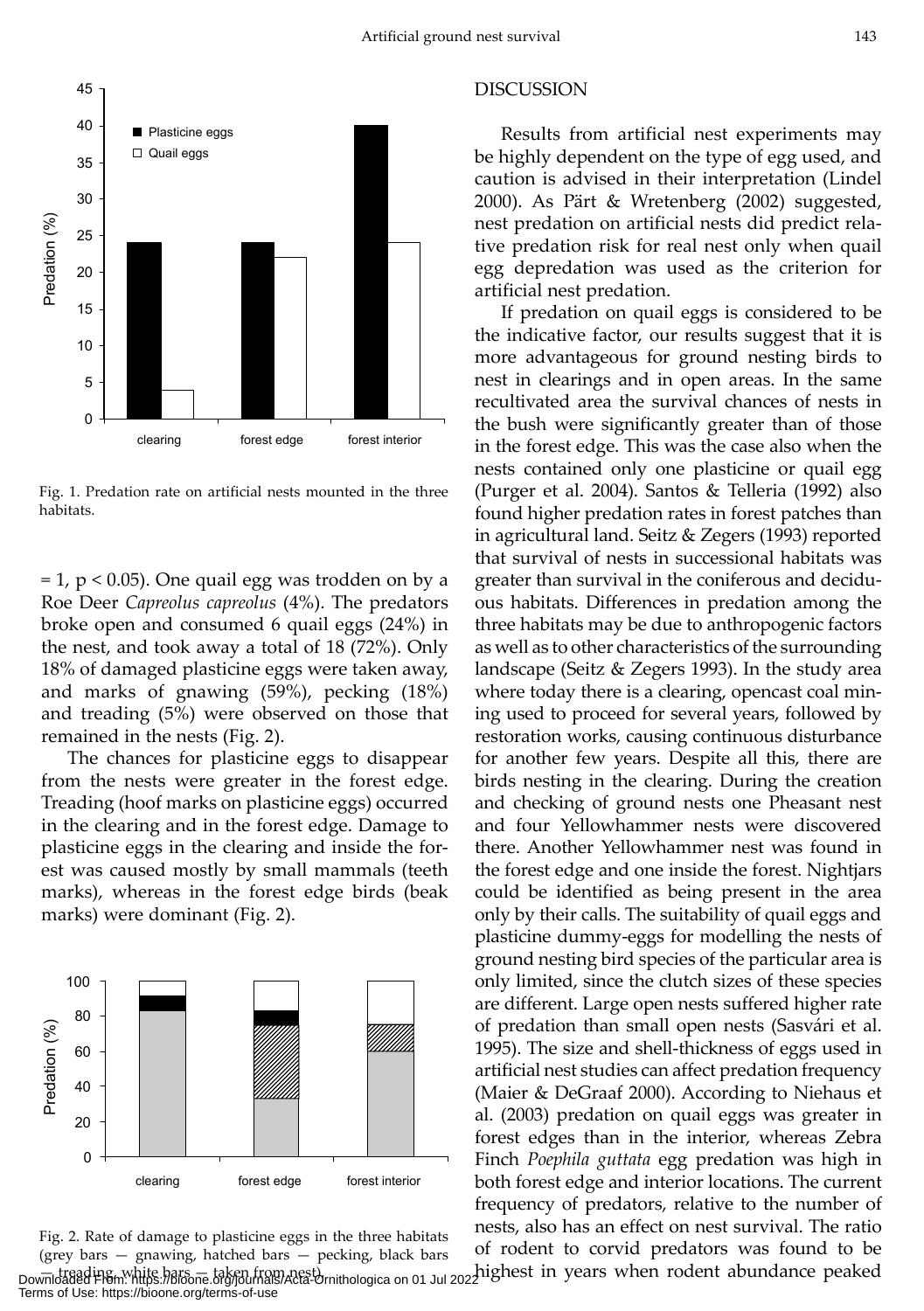Fig. 1. Predation rate on artificial nests mounted in the three habitats.

$= 1$, $p < 0.05$). One quail egg was trodden on by a Roe Deer *Capreolus capreolus* (4%). The predators broke open and consumed 6 quail eggs (24%) in the nest, and took away a total of 18 (72%). Only 18% of damaged plasticine eggs were taken away, and marks of gnawing (59%), pecking (18%) and treading (5%) were observed on those that remained in the nests (Fig. 2).

The chances for plasticine eggs to disappear from the nests were greater in the forest edge. Treading (hoof marks on plasticine eggs) occurred in the clearing and in the forest edge. Damage to plasticine eggs in the clearing and inside the forest was caused mostly by small mammals (teeth marks), whereas in the forest edge birds (beak marks) were dominant (Fig. 2).

Fig. 2. Rate of damage to plasticine eggs in the three habitats (grey bars — gnawing, hatched bars — pecking, black bars — treading, white bars — taken from nest).

## DISCUSSION

Results from artificial nest experiments may be highly dependent on the type of egg used, and caution is advised in their interpretation (Lindel 2000). As Pärt & Wretenberg (2002) suggested, nest predation on artificial nests did predict relative predation risk for real nest only when quail egg depredation was used as the criterion for artificial nest predation.

If predation on quail eggs is considered to be the indicative factor, our results suggest that it is more advantageous for ground nesting birds to nest in clearings and in open areas. In the same recultivated area the survival chances of nests in the bush were significantly greater than of those in the forest edge. This was the case also when the nests contained only one plasticine or quail egg (Purger et al. 2004). Santos & Telleria (1992) also found higher predation rates in forest patches than in agricultural land. Seitz & Zegers (1993) reported that survival of nests in successional habitats was greater than survival in the coniferous and deciduous habitats. Differences in predation among the three habitats may be due to anthropogenic factors as well as to other characteristics of the surrounding landscape (Seitz & Zegers 1993). In the study area where today there is a clearing, opencast coal mining used to proceed for several years, followed by restoration works, causing continuous disturbance for another few years. Despite all this, there are birds nesting in the clearing. During the creation and checking of ground nests one Pheasant nest and four Yellowhammer nests were discovered there. Another Yellowhammer nest was found in the forest edge and one inside the forest. Nightjars could be identified as being present in the area only by their calls. The suitability of quail eggs and plasticine dummy-eggs for modelling the nests of ground nesting bird species of the particular area is only limited, since the clutch sizes of these species are different. Large open nests suffered higher rate of predation than small open nests (Sasvári et al. 1995). The size and shell-thickness of eggs used in artificial nest studies can affect predation frequency (Maier & DeGraaf 2000). According to Niehaus et al. (2003) predation on quail eggs was greater in forest edges than in the interior, whereas Zebra Finch *Poephila guttata* egg predation was high in both forest edge and interior locations. The current frequency of predators, relative to the number of nests, also has an effect on nest survival. The ratio of rodent to corvid predators was found to be highest in years when rodent abundance peaked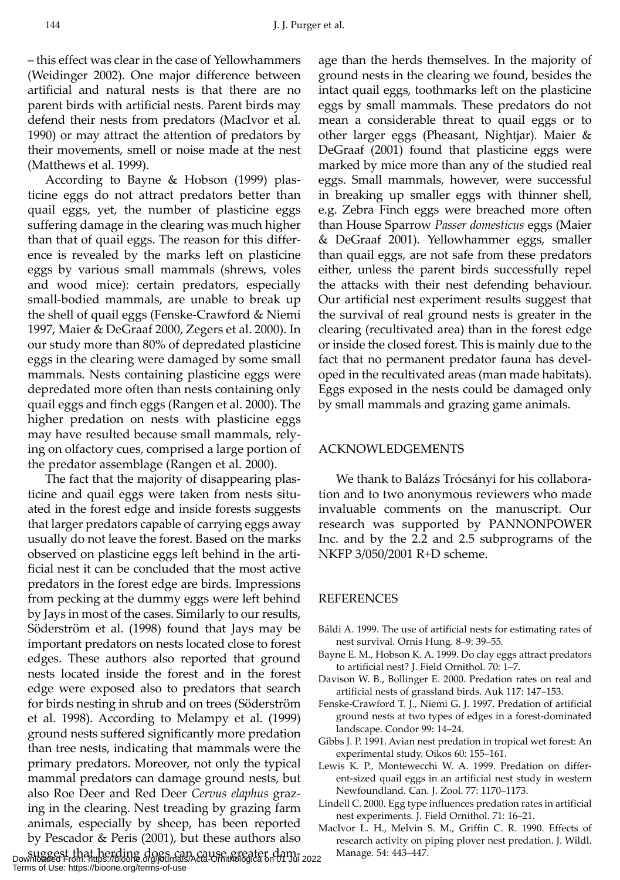– this effect was clear in the case of Yellowhammers (Weidinger 2002). One major difference between artificial and natural nests is that there are no parent birds with artificial nests. Parent birds may defend their nests from predators (MacIvor et al. 1990) or may attract the attention of predators by their movements, smell or noise made at the nest (Matthews et al. 1999).

According to Bayne & Hobson (1999) plasticine eggs do not attract predators better than quail eggs, yet, the number of plasticine eggs suffering damage in the clearing was much higher than that of quail eggs. The reason for this difference is revealed by the marks left on plasticine eggs by various small mammals (shrews, voles and wood mice): certain predators, especially small-bodied mammals, are unable to break up the shell of quail eggs (Fenske-Crawford & Niemi 1997, Maier & DeGraaf 2000, Zegers et al. 2000). In our study more than 80% of depredated plasticine eggs in the clearing were damaged by some small mammals. Nests containing plasticine eggs were depredated more often than nests containing only quail eggs and finch eggs (Rangen et al. 2000). The higher predation on nests with plasticine eggs may have resulted because small mammals, relying on olfactory cues, comprised a large portion of the predator assemblage (Rangen et al. 2000).

The fact that the majority of disappearing plasticine and quail eggs were taken from nests situated in the forest edge and inside forests suggests that larger predators capable of carrying eggs away usually do not leave the forest. Based on the marks observed on plasticine eggs left behind in the artificial nest it can be concluded that the most active predators in the forest edge are birds. Impressions from pecking at the dummy eggs were left behind by Jays in most of the cases. Similarly to our results, Söderström et al. (1998) found that Jays may be important predators on nests located close to forest edges. These authors also reported that ground nests located inside the forest and in the forest edge were exposed also to predators that search for birds nesting in shrub and on trees (Söderström et al. 1998). According to Melampy et al. (1999) ground nests suffered significantly more predation than tree nests, indicating that mammals were the primary predators. Moreover, not only the typical mammal predators can damage ground nests, but also Roe Deer and Red Deer *Cervus elaphus* grazing in the clearing. Nest treading by grazing farm animals, especially by sheep, has been reported by Pescador & Peris (2001), but these authors also suggest that herding dogs can cause greater damage than the herds themselves. In the majority of ground nests in the clearing we found, besides the intact quail eggs, toothmarks left on the plasticine eggs by small mammals. These predators do not mean a considerable threat to quail eggs or to other larger eggs (Pheasant, Nightjar). Maier & DeGraaf (2001) found that plasticine eggs were marked by mice more than any of the studied real eggs. Small mammals, however, were successful in breaking up smaller eggs with thinner shell, e.g. Zebra Finch eggs were breached more often than House Sparrow *Passer domesticus* eggs (Maier & DeGraaf 2001). Yellowhammer eggs, smaller than quail eggs, are not safe from these predators either, unless the parent birds successfully repel the attacks with their nest defending behaviour. Our artificial nest experiment results suggest that the survival of real ground nests is greater in the clearing (recultivated area) than in the forest edge or inside the closed forest. This is mainly due to the fact that no permanent predator fauna has developed in the recultivated areas (man made habitats). Eggs exposed in the nests could be damaged only by small mammals and grazing game animals.

## ACKNOWLEDGEMENTS

We thank to Balázs Trócsányi for his collaboration and to two anonymous reviewers who made invaluable comments on the manuscript. Our research was supported by PANNONPOWER Inc. and by the 2.2 and 2.5 subprograms of the NKFP 3/050/2001 R+D scheme.

## REFERENCES

- Báldi A. 1999. The use of artificial nests for estimating rates of nest survival. Ornis Hung. 8–9: 39–55.
- Bayne E. M., Hobson K. A. 1999. Do clay eggs attract predators to artificial nest? J. Field Ornithol. 70: 1–7.
- Davison W. B., Bollinger E. 2000. Predation rates on real and artificial nests of grassland birds. Auk 117: 147–153.
- Fenske-Crawford T. J., Niemi G. J. 1997. Predation of artificial ground nests at two types of edges in a forest-dominated landscape. Condor 99: 14–24.
- Gibbs J. P. 1991. Avian nest predation in tropical wet forest: An experimental study. Oikos 60: 155–161.
- Lewis K. P., Montewecchi W. A. 1999. Predation on different-sized quail eggs in an artificial nest study in western Newfoundland. Can. J. Zool. 77: 1170–1173.
- Lindell C. 2000. Egg type influences predation rates in artificial nest experiments. J. Field Ornithol. 71: 16–21.
- MacIvor L. H., Melvin S. M., Griffin C. R. 1990. Effects of research activity on piping plover nest predation. J. Wildl. Manage. 54: 443–447.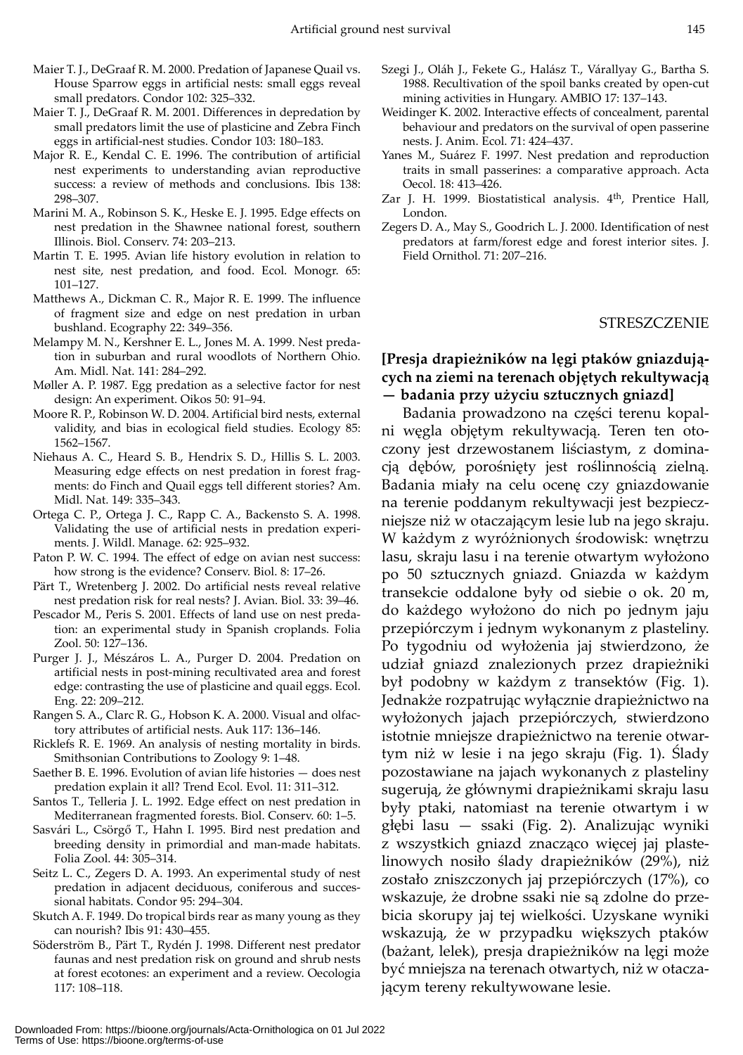Maier T. J., DeGraaf R. M. 2000. Predation of Japanese Quail vs. House Sparrow eggs in artificial nests: small eggs reveal small predators. Condor 102: 325–332.

Maier T. J., DeGraaf R. M. 2001. Differences in depredation by small predators limit the use of plasticine and Zebra Finch eggs in artificial-nest studies. Condor 103: 180–183.

Major R. E., Kendal C. E. 1996. The contribution of artificial nest experiments to understanding avian reproductive success: a review of methods and conclusions. Ibis 138: 298–307.

Marini M. A., Robinson S. K., Heske E. J. 1995. Edge effects on nest predation in the Shawnee national forest, southern Illinois. Biol. Conserv. 74: 203–213.

Martin T. E. 1995. Avian life history evolution in relation to nest site, nest predation, and food. Ecol. Monogr. 65: 101–127.

Matthews A., Dickman C. R., Major R. E. 1999. The influence of fragment size and edge on nest predation in urban bushland. Ecography 22: 349–356.

Melampy M. N., Kershner E. L., Jones M. A. 1999. Nest predation in suburban and rural woodlots of Northern Ohio. Am. Midl. Nat. 141: 284–292.

Møller A. P. 1987. Egg predation as a selective factor for nest design: An experiment. Oikos 50: 91–94.

Moore R. P., Robinson W. D. 2004. Artificial bird nests, external validity, and bias in ecological field studies. Ecology 85: 1562–1567.

Niehaus A. C., Heard S. B., Hendrix S. D., Hillis S. L. 2003. Measuring edge effects on nest predation in forest fragments: do Finch and Quail eggs tell different stories? Am. Midl. Nat. 149: 335–343.

Ortega C. P., Ortega J. C., Rapp C. A., Backensto S. A. 1998. Validating the use of artificial nests in predation experiments. J. Wildl. Manage. 62: 925–932.

Paton P. W. C. 1994. The effect of edge on avian nest success: how strong is the evidence? Conserv. Biol. 8: 17–26.

Pärt T., Wretenberg J. 2002. Do artificial nests reveal relative nest predation risk for real nests? J. Avian. Biol. 33: 39–46.

Pescador M., Peris S. 2001. Effects of land use on nest predation: an experimental study in Spanish croplands. Folia Zool. 50: 127–136.

Purger J. J., Mészáros L. A., Purger D. 2004. Predation on artificial nests in post-mining recultivated area and forest edge: contrasting the use of plasticine and quail eggs. Ecol. Eng. 22: 209–212.

Rangen S. A., Clarc R. G., Hobson K. A. 2000. Visual and olfactory attributes of artificial nests. Auk 117: 136–146.

Ricklefs R. E. 1969. An analysis of nesting mortality in birds. Smithsonian Contributions to Zoology 9: 1–48.

Saether B. E. 1996. Evolution of avian life histories — does nest predation explain it all? Trend Ecol. Evol. 11: 311–312.

Santos T., Telleria J. L. 1992. Edge effect on nest predation in Mediterranean fragmented forests. Biol. Conserv. 60: 1–5.

Sasvári L., Csörgő T., Hahn I. 1995. Bird nest predation and breeding density in primordial and man-made habitats. Folia Zool. 44: 305–314.

Seitz L. C., Zegers D. A. 1993. An experimental study of nest predation in adjacent deciduous, coniferous and successional habitats. Condor 95: 294–304.

Skutch A. F. 1949. Do tropical birds rear as many young as they can nourish? Ibis 91: 430–455.

Söderström B., Pärt T., Rydén J. 1998. Different nest predator faunas and nest predation risk on ground and shrub nests at forest ecotones: an experiment and a review. Oecologia 117: 108–118.

Szegi J., Oláh J., Fekete G., Halász T., Várallyay G., Bartha S. 1988. Recultivation of the spoil banks created by open-cut mining activities in Hungary. AMBIO 17: 137–143.

Weidinger K. 2002. Interactive effects of concealment, parental behaviour and predators on the survival of open passerine nests. J. Anim. Ecol. 71: 424–437.

Yanes M., Suárez F. 1997. Nest predation and reproduction traits in small passerines: a comparative approach. Acta Oecol. 18: 413–426.

Zar J. H. 1999. Biostatistical analysis. 4th, Prentice Hall, London.

Zegers D. A., May S., Goodrich L. J. 2000. Identification of nest predators at farm/forest edge and forest interior sites. J. Field Ornithol. 71: 207–216.

## STRESZCZENIE

**[Presja drapieżników na lęgi ptaków gniazdujących na ziemi na terenach objętych rekultywacją — badania przy użyciu sztucznych gniazd]**

Badania prowadzono na części terenu kopalni węgla objętym rekultywacją. Teren ten otoczony jest drzewostanem liściastym, z dominacją dębów, porośnięty jest roślinnością zielną. Badania miały na celu ocenę czy gniazdowanie na terenie poddanym rekultywacji jest bezpieczniejsze niż w otaczającym lesie lub na jego skraju. W każdym z wyróżnionych środowisk: wnętrzu lasu, skraju lasu i na terenie otwartym wyłożono po 50 sztucznych gniazd. Gniazda w każdym transekcie oddalone były od siebie o ok. 20 m, do każdego wyłożono do nich po jednym jaju przepiórczym i jednym wykonanym z plasteliny. Po tygodniu od wyłożenia jaj stwierdzono, że udział gniazd znalezionych przez drapieżniki był podobny w każdym z transektów (Fig. 1). Jednakże rozpatrując wyłącznie drapieżnictwo na wyłożonych jajach przepiórczych, stwierdzono istotnie mniejsze drapieżnictwo na terenie otwartym niż w lesie i na jego skraju (Fig. 1). Ślady pozostawiane na jajach wykonanych z plasteliny sugerują, że głównymi drapieżnikami skraju lasu były ptaki, natomiast na terenie otwartym i w głębi lasu — ssaki (Fig. 2). Analizując wyniki z wszystkich gniazd znacząco więcej jaj plastelinowych nosiło ślady drapieżników (29%), niż zostało zniszczonych jaj przepiórczych (17%), co wskazuje, że drobne ssaki nie są zdolne do przebicia skorupy jaj tej wielkości. Uzyskane wyniki wskazują, że w przypadku większych ptaków (bażant, lelek), presja drapieżników na lęgi może być mniejsza na terenach otwartych, niż w otaczającym tereny rekultywowane lesie.